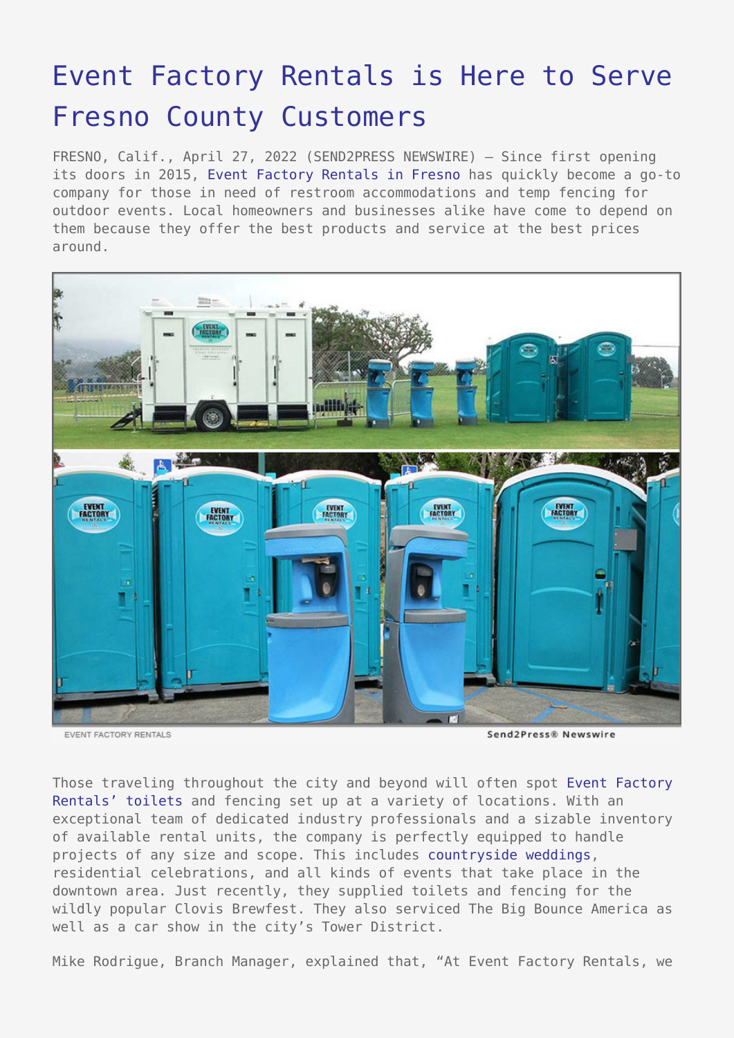# Event Factory Rentals is Here to Serve Fresno County Customers

FRESNO, Calif., April 27, 2022 (SEND2PRESS NEWSWIRE) — Since first opening its doors in 2015, Event Factory Rentals in Fresno has quickly become a go-to company for those in need of restroom accommodations and temp fencing for outdoor events. Local homeowners and businesses alike have come to depend on them because they offer the best products and service at the best prices around.

EVENT FACTORY RENTALS

Those traveling throughout the city and beyond will often spot Event Factory Rentals' toilets and fencing set up at a variety of locations. With an exceptional team of dedicated industry professionals and a sizable inventory of available rental units, the company is perfectly equipped to handle projects of any size and scope. This includes countryside weddings, residential celebrations, and all kinds of events that take place in the downtown area. Just recently, they supplied toilets and fencing for the wildly popular Clovis Brewfest. They also serviced The Big Bounce America as well as a car show in the city's Tower District.

Mike Rodrigue, Branch Manager, explained that, "At Event Factory Rentals, we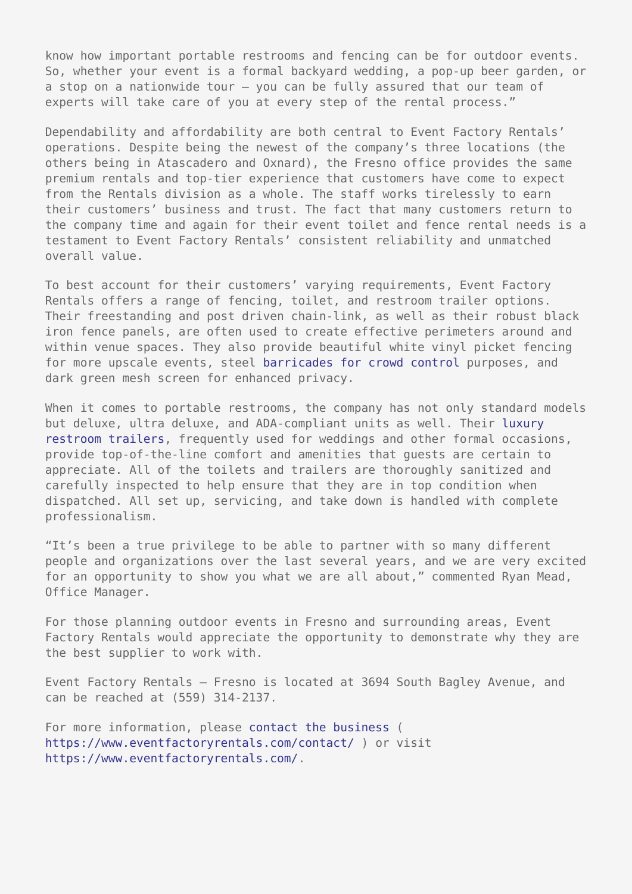know how important portable restrooms and fencing can be for outdoor events. So, whether your event is a formal backyard wedding, a pop-up beer garden, or a stop on a nationwide tour – you can be fully assured that our team of experts will take care of you at every step of the rental process."

Dependability and affordability are both central to Event Factory Rentals' operations. Despite being the newest of the company's three locations (the others being in Atascadero and Oxnard), the Fresno office provides the same premium rentals and top-tier experience that customers have come to expect from the Rentals division as a whole. The staff works tirelessly to earn their customers' business and trust. The fact that many customers return to the company time and again for their event toilet and fence rental needs is a testament to Event Factory Rentals' consistent reliability and unmatched overall value.

To best account for their customers' varying requirements, Event Factory Rentals offers a range of fencing, toilet, and restroom trailer options. Their freestanding and post driven chain-link, as well as their robust black iron fence panels, are often used to create effective perimeters around and within venue spaces. They also provide beautiful white vinyl picket fencing for more upscale events, steel barricades for crowd control purposes, and dark green mesh screen for enhanced privacy.

When it comes to portable restrooms, the company has not only standard models but deluxe, ultra deluxe, and ADA-compliant units as well. Their luxury restroom trailers, frequently used for weddings and other formal occasions, provide top-of-the-line comfort and amenities that guests are certain to appreciate. All of the toilets and trailers are thoroughly sanitized and carefully inspected to help ensure that they are in top condition when dispatched. All set up, servicing, and take down is handled with complete professionalism.

"It's been a true privilege to be able to partner with so many different people and organizations over the last several years, and we are very excited for an opportunity to show you what we are all about," commented Ryan Mead, Office Manager.

For those planning outdoor events in Fresno and surrounding areas, Event Factory Rentals would appreciate the opportunity to demonstrate why they are the best supplier to work with.

Event Factory Rentals – Fresno is located at 3694 South Bagley Avenue, and can be reached at (559) 314-2137.

For more information, please contact the business ( https://www.eventfactoryrentals.com/contact/ ) or visit https://www.eventfactoryrentals.com/.